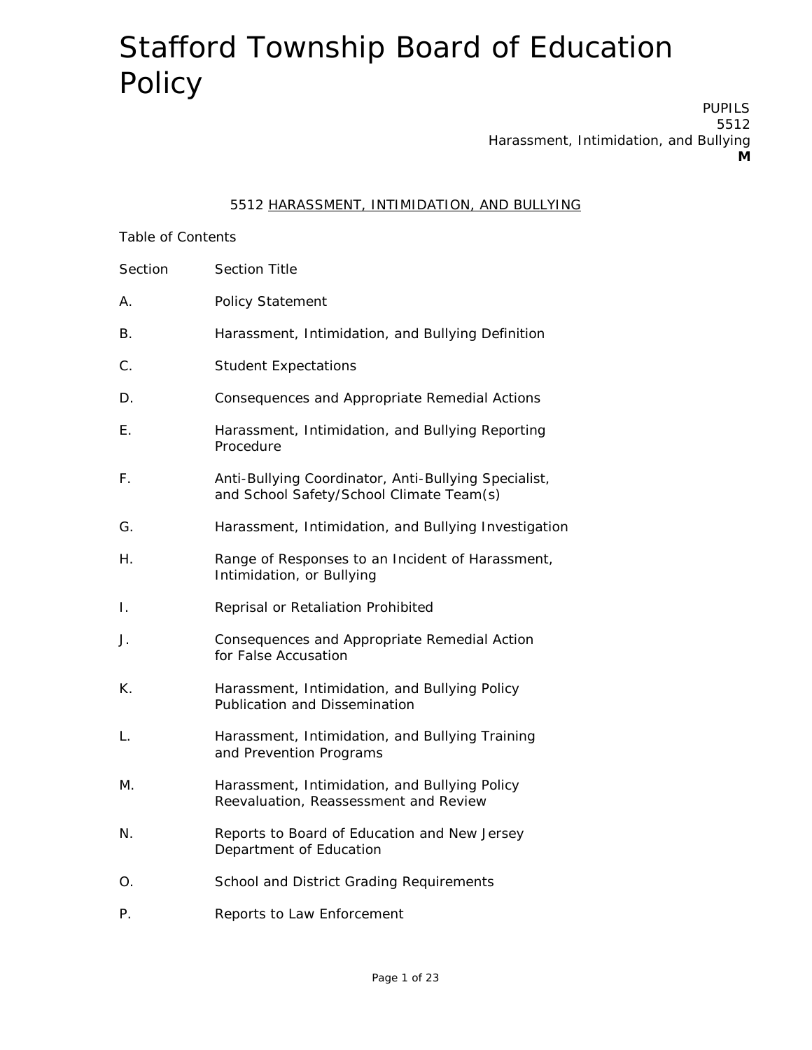# Stafford Township Board of Education Policy

PUPILS
5512
Harassment, Intimidation, and Bullying
**M**

## 5512 HARASSMENT, INTIMIDATION, AND BULLYING

Table of Contents

| Section | Section Title |
|---|---|
| A. | Policy Statement |
| B. | Harassment, Intimidation, and Bullying Definition |
| C. | Student Expectations |
| D. | Consequences and Appropriate Remedial Actions |
| E. | Harassment, Intimidation, and Bullying Reporting Procedure |
| F. | Anti-Bullying Coordinator, Anti-Bullying Specialist, and School Safety/School Climate Team(s) |
| G. | Harassment, Intimidation, and Bullying Investigation |
| H. | Range of Responses to an Incident of Harassment, Intimidation, or Bullying |
| I. | Reprisal or Retaliation Prohibited |
| J. | Consequences and Appropriate Remedial Action for False Accusation |
| K. | Harassment, Intimidation, and Bullying Policy Publication and Dissemination |
| L. | Harassment, Intimidation, and Bullying Training and Prevention Programs |
| M. | Harassment, Intimidation, and Bullying Policy Reevaluation, Reassessment and Review |
| N. | Reports to Board of Education and New Jersey Department of Education |
| O. | School and District Grading Requirements |
| P. | Reports to Law Enforcement |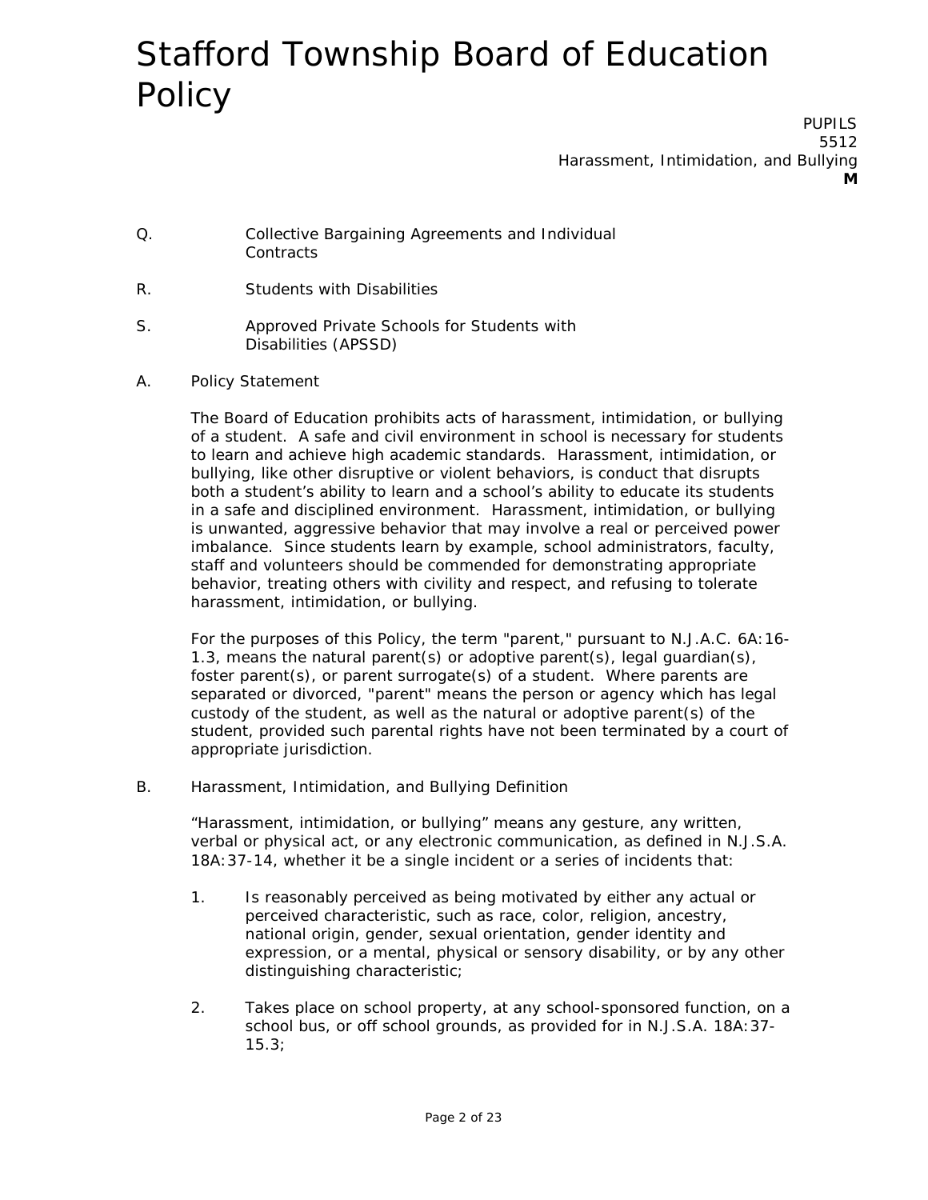Q. Collective Bargaining Agreements and Individual Contracts

R. Students with Disabilities

S. Approved Private Schools for Students with Disabilities (APSSD)

A. Policy Statement

The Board of Education prohibits acts of harassment, intimidation, or bullying of a student. A safe and civil environment in school is necessary for students to learn and achieve high academic standards. Harassment, intimidation, or bullying, like other disruptive or violent behaviors, is conduct that disrupts both a student's ability to learn and a school's ability to educate its students in a safe and disciplined environment. Harassment, intimidation, or bullying is unwanted, aggressive behavior that may involve a real or perceived power imbalance. Since students learn by example, school administrators, faculty, staff and volunteers should be commended for demonstrating appropriate behavior, treating others with civility and respect, and refusing to tolerate harassment, intimidation, or bullying.

For the purposes of this Policy, the term "parent," pursuant to N.J.A.C. 6A:16-1.3, means the natural parent(s) or adoptive parent(s), legal guardian(s), foster parent(s), or parent surrogate(s) of a student. Where parents are separated or divorced, "parent" means the person or agency which has legal custody of the student, as well as the natural or adoptive parent(s) of the student, provided such parental rights have not been terminated by a court of appropriate jurisdiction.

B. Harassment, Intimidation, and Bullying Definition

"Harassment, intimidation, or bullying" means any gesture, any written, verbal or physical act, or any electronic communication, as defined in N.J.S.A. 18A:37-14, whether it be a single incident or a series of incidents that:

1. Is reasonably perceived as being motivated by either any actual or perceived characteristic, such as race, color, religion, ancestry, national origin, gender, sexual orientation, gender identity and expression, or a mental, physical or sensory disability, or by any other distinguishing characteristic;

2. Takes place on school property, at any school-sponsored function, on a school bus, or off school grounds, as provided for in N.J.S.A. 18A:37-15.3;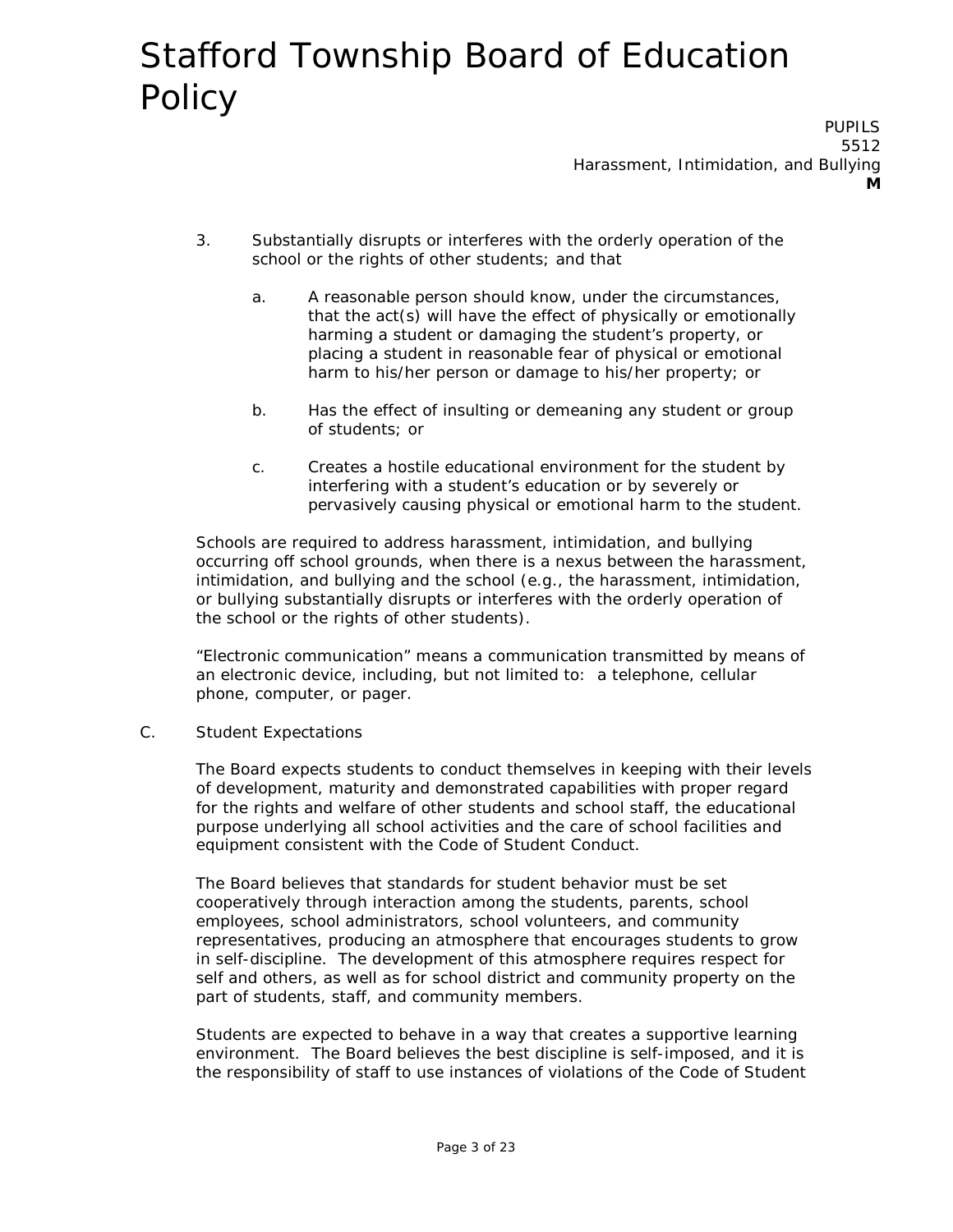3. Substantially disrupts or interferes with the orderly operation of the school or the rights of other students; and that

   a. A reasonable person should know, under the circumstances, that the act(s) will have the effect of physically or emotionally harming a student or damaging the student's property, or placing a student in reasonable fear of physical or emotional harm to his/her person or damage to his/her property; or

   b. Has the effect of insulting or demeaning any student or group of students; or

   c. Creates a hostile educational environment for the student by interfering with a student's education or by severely or pervasively causing physical or emotional harm to the student.

Schools are required to address harassment, intimidation, and bullying occurring off school grounds, when there is a nexus between the harassment, intimidation, and bullying and the school (e.g., the harassment, intimidation, or bullying substantially disrupts or interferes with the orderly operation of the school or the rights of other students).

"Electronic communication" means a communication transmitted by means of an electronic device, including, but not limited to: a telephone, cellular phone, computer, or pager.

C. Student Expectations

The Board expects students to conduct themselves in keeping with their levels of development, maturity and demonstrated capabilities with proper regard for the rights and welfare of other students and school staff, the educational purpose underlying all school activities and the care of school facilities and equipment consistent with the Code of Student Conduct.

The Board believes that standards for student behavior must be set cooperatively through interaction among the students, parents, school employees, school administrators, school volunteers, and community representatives, producing an atmosphere that encourages students to grow in self-discipline. The development of this atmosphere requires respect for self and others, as well as for school district and community property on the part of students, staff, and community members.

Students are expected to behave in a way that creates a supportive learning environment. The Board believes the best discipline is self-imposed, and it is the responsibility of staff to use instances of violations of the Code of Student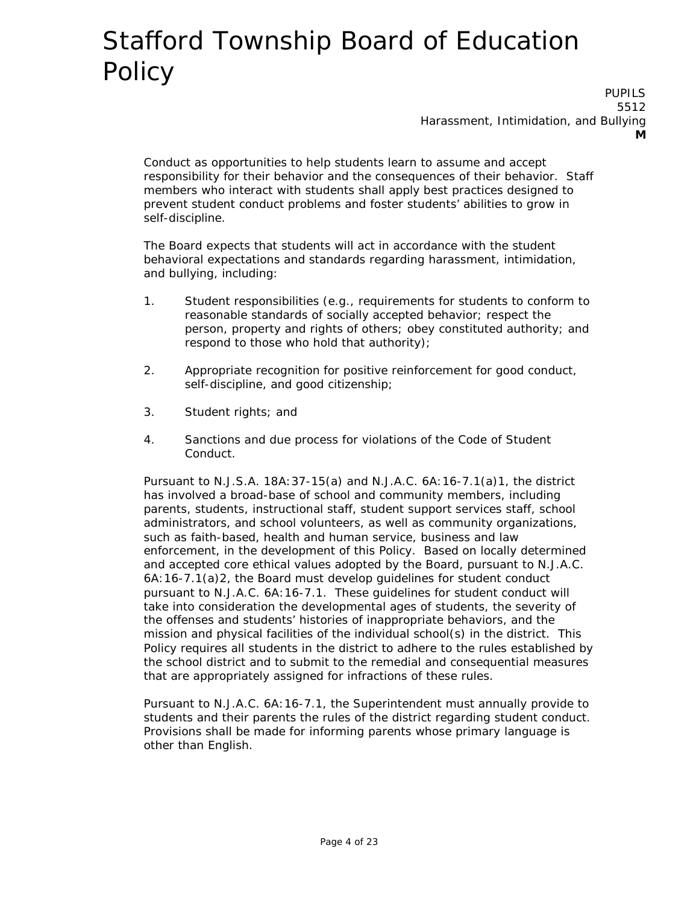Conduct as opportunities to help students learn to assume and accept responsibility for their behavior and the consequences of their behavior. Staff members who interact with students shall apply best practices designed to prevent student conduct problems and foster students' abilities to grow in self-discipline.

The Board expects that students will act in accordance with the student behavioral expectations and standards regarding harassment, intimidation, and bullying, including:

1. Student responsibilities (e.g., requirements for students to conform to reasonable standards of socially accepted behavior; respect the person, property and rights of others; obey constituted authority; and respond to those who hold that authority);

2. Appropriate recognition for positive reinforcement for good conduct, self-discipline, and good citizenship;

3. Student rights; and

4. Sanctions and due process for violations of the Code of Student Conduct.

Pursuant to N.J.S.A. 18A:37-15(a) and N.J.A.C. 6A:16-7.1(a)1, the district has involved a broad-base of school and community members, including parents, students, instructional staff, student support services staff, school administrators, and school volunteers, as well as community organizations, such as faith-based, health and human service, business and law enforcement, in the development of this Policy. Based on locally determined and accepted core ethical values adopted by the Board, pursuant to N.J.A.C. 6A:16-7.1(a)2, the Board must develop guidelines for student conduct pursuant to N.J.A.C. 6A:16-7.1. These guidelines for student conduct will take into consideration the developmental ages of students, the severity of the offenses and students' histories of inappropriate behaviors, and the mission and physical facilities of the individual school(s) in the district. This Policy requires all students in the district to adhere to the rules established by the school district and to submit to the remedial and consequential measures that are appropriately assigned for infractions of these rules.

Pursuant to N.J.A.C. 6A:16-7.1, the Superintendent must annually provide to students and their parents the rules of the district regarding student conduct. Provisions shall be made for informing parents whose primary language is other than English.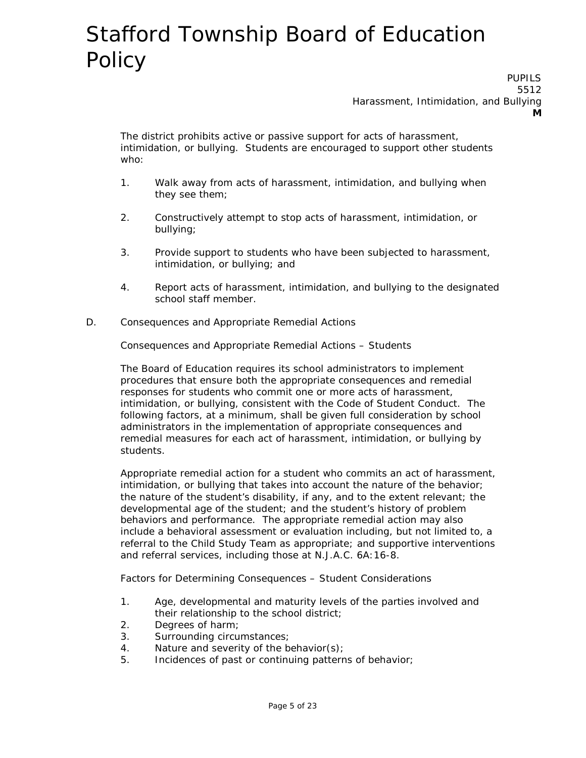The district prohibits active or passive support for acts of harassment, intimidation, or bullying. Students are encouraged to support other students who:

1. Walk away from acts of harassment, intimidation, and bullying when they see them;

2. Constructively attempt to stop acts of harassment, intimidation, or bullying;

3. Provide support to students who have been subjected to harassment, intimidation, or bullying; and

4. Report acts of harassment, intimidation, and bullying to the designated school staff member.

D. Consequences and Appropriate Remedial Actions

Consequences and Appropriate Remedial Actions – Students

The Board of Education requires its school administrators to implement procedures that ensure both the appropriate consequences and remedial responses for students who commit one or more acts of harassment, intimidation, or bullying, consistent with the Code of Student Conduct. The following factors, at a minimum, shall be given full consideration by school administrators in the implementation of appropriate consequences and remedial measures for each act of harassment, intimidation, or bullying by students.

Appropriate remedial action for a student who commits an act of harassment, intimidation, or bullying that takes into account the nature of the behavior; the nature of the student's disability, if any, and to the extent relevant; the developmental age of the student; and the student's history of problem behaviors and performance. The appropriate remedial action may also include a behavioral assessment or evaluation including, but not limited to, a referral to the Child Study Team as appropriate; and supportive interventions and referral services, including those at N.J.A.C. 6A:16-8.

Factors for Determining Consequences – Student Considerations

1. Age, developmental and maturity levels of the parties involved and their relationship to the school district;
2. Degrees of harm;
3. Surrounding circumstances;
4. Nature and severity of the behavior(s);
5. Incidences of past or continuing patterns of behavior;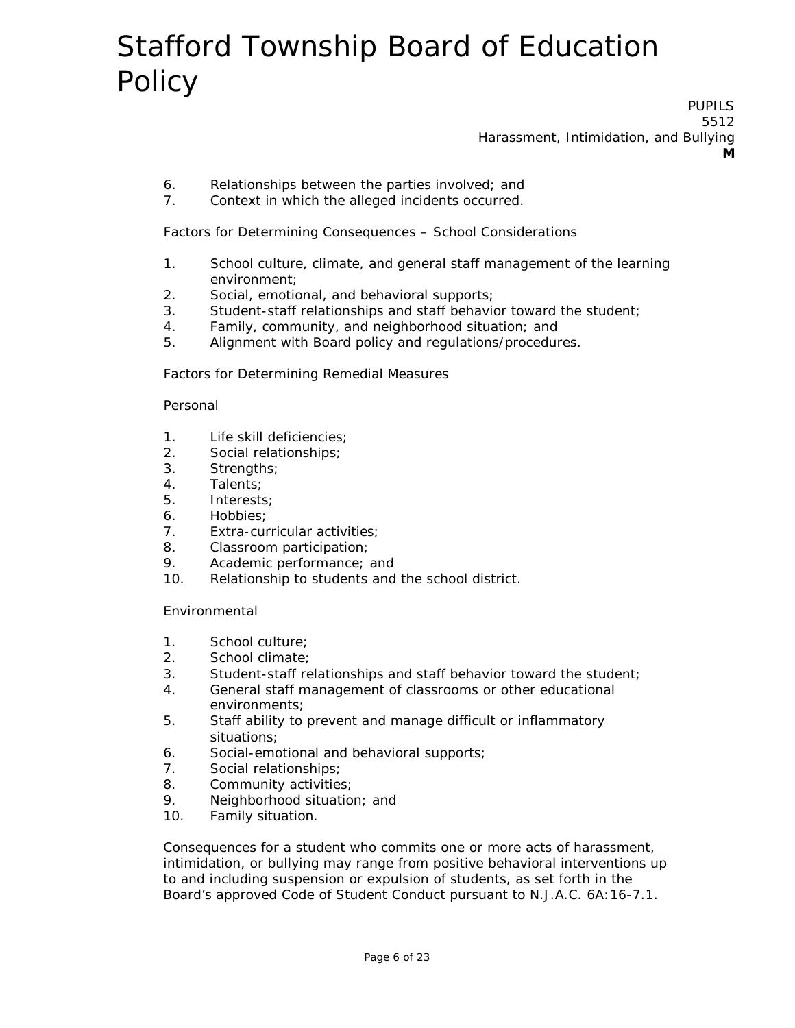6. Relationships between the parties involved; and
7. Context in which the alleged incidents occurred.

Factors for Determining Consequences – School Considerations

1. School culture, climate, and general staff management of the learning environment;
2. Social, emotional, and behavioral supports;
3. Student-staff relationships and staff behavior toward the student;
4. Family, community, and neighborhood situation; and
5. Alignment with Board policy and regulations/procedures.

Factors for Determining Remedial Measures

Personal

1. Life skill deficiencies;
2. Social relationships;
3. Strengths;
4. Talents;
5. Interests;
6. Hobbies;
7. Extra-curricular activities;
8. Classroom participation;
9. Academic performance; and
10. Relationship to students and the school district.

Environmental

1. School culture;
2. School climate;
3. Student-staff relationships and staff behavior toward the student;
4. General staff management of classrooms or other educational environments;
5. Staff ability to prevent and manage difficult or inflammatory situations;
6. Social-emotional and behavioral supports;
7. Social relationships;
8. Community activities;
9. Neighborhood situation; and
10. Family situation.

Consequences for a student who commits one or more acts of harassment, intimidation, or bullying may range from positive behavioral interventions up to and including suspension or expulsion of students, as set forth in the Board's approved Code of Student Conduct pursuant to N.J.A.C. 6A:16-7.1.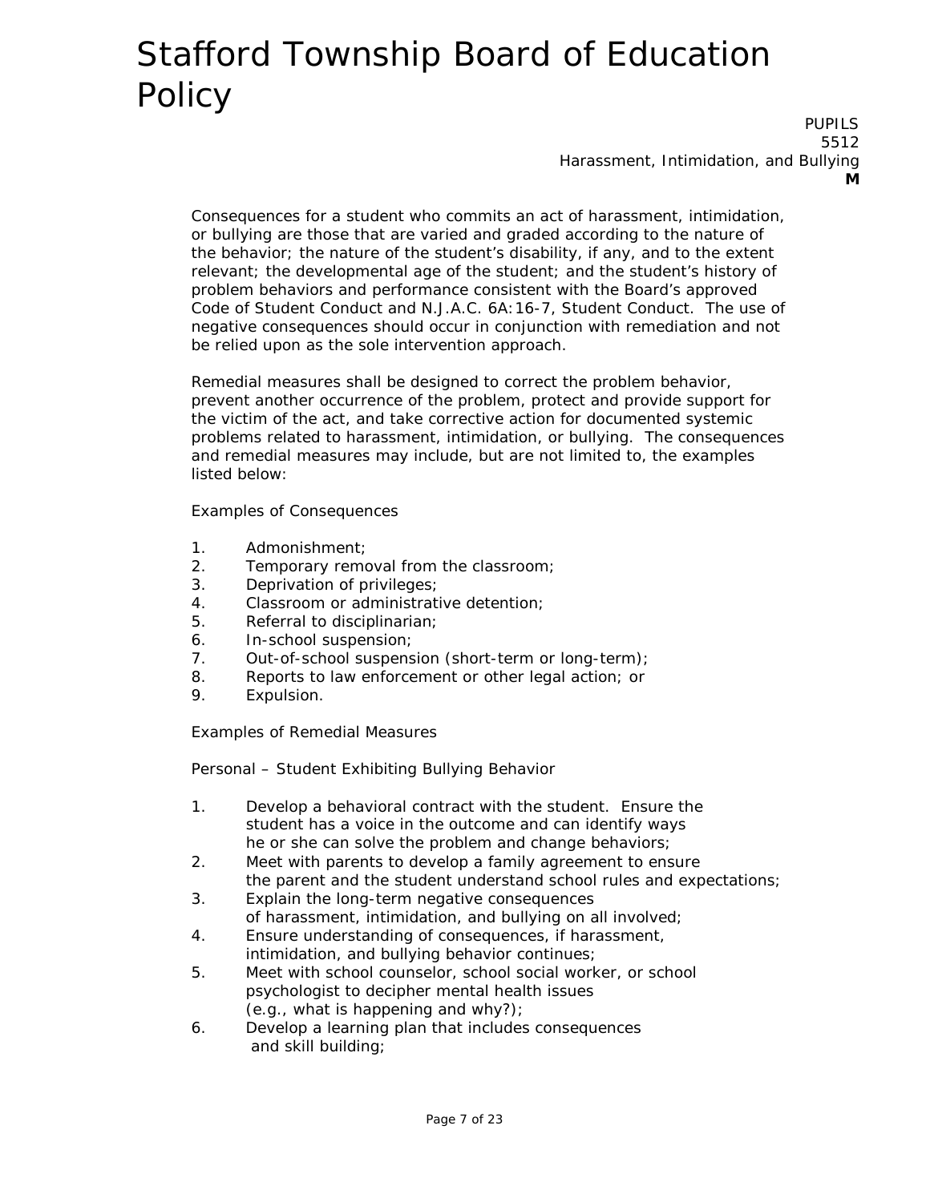Consequences for a student who commits an act of harassment, intimidation, or bullying are those that are varied and graded according to the nature of the behavior; the nature of the student's disability, if any, and to the extent relevant; the developmental age of the student; and the student's history of problem behaviors and performance consistent with the Board's approved Code of Student Conduct and N.J.A.C. 6A:16-7, Student Conduct. The use of negative consequences should occur in conjunction with remediation and not be relied upon as the sole intervention approach.

Remedial measures shall be designed to correct the problem behavior, prevent another occurrence of the problem, protect and provide support for the victim of the act, and take corrective action for documented systemic problems related to harassment, intimidation, or bullying. The consequences and remedial measures may include, but are not limited to, the examples listed below:

Examples of Consequences

1. Admonishment;
2. Temporary removal from the classroom;
3. Deprivation of privileges;
4. Classroom or administrative detention;
5. Referral to disciplinarian;
6. In-school suspension;
7. Out-of-school suspension (short-term or long-term);
8. Reports to law enforcement or other legal action; or
9. Expulsion.

Examples of Remedial Measures

Personal – Student Exhibiting Bullying Behavior

1. Develop a behavioral contract with the student. Ensure the student has a voice in the outcome and can identify ways he or she can solve the problem and change behaviors;
2. Meet with parents to develop a family agreement to ensure the parent and the student understand school rules and expectations;
3. Explain the long-term negative consequences of harassment, intimidation, and bullying on all involved;
4. Ensure understanding of consequences, if harassment, intimidation, and bullying behavior continues;
5. Meet with school counselor, school social worker, or school psychologist to decipher mental health issues (e.g., what is happening and why?);
6. Develop a learning plan that includes consequences and skill building;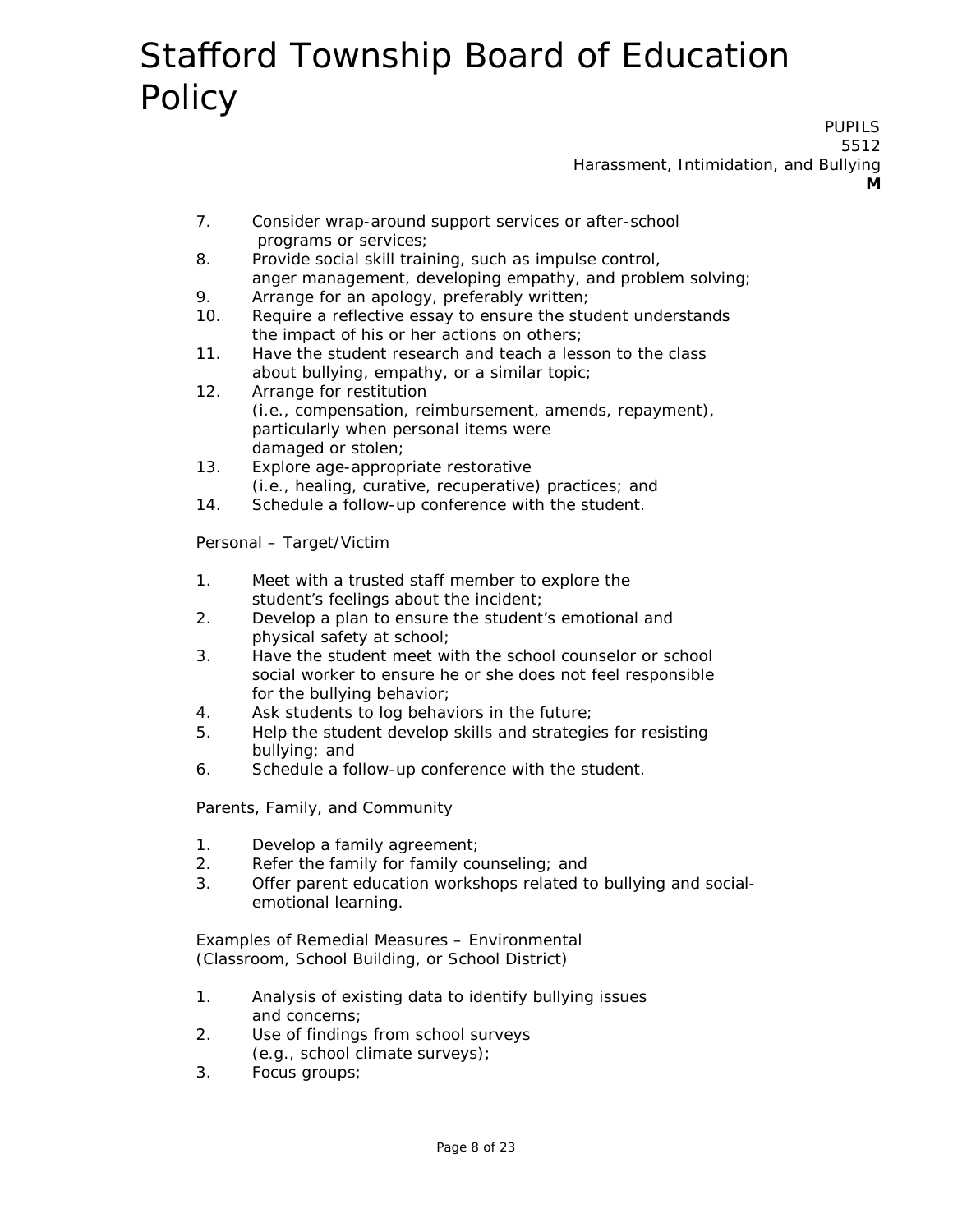7. Consider wrap-around support services or after-school programs or services;
8. Provide social skill training, such as impulse control, anger management, developing empathy, and problem solving;
9. Arrange for an apology, preferably written;
10. Require a reflective essay to ensure the student understands the impact of his or her actions on others;
11. Have the student research and teach a lesson to the class about bullying, empathy, or a similar topic;
12. Arrange for restitution (i.e., compensation, reimbursement, amends, repayment), particularly when personal items were damaged or stolen;
13. Explore age-appropriate restorative (i.e., healing, curative, recuperative) practices; and
14. Schedule a follow-up conference with the student.

Personal – Target/Victim

1. Meet with a trusted staff member to explore the student's feelings about the incident;
2. Develop a plan to ensure the student's emotional and physical safety at school;
3. Have the student meet with the school counselor or school social worker to ensure he or she does not feel responsible for the bullying behavior;
4. Ask students to log behaviors in the future;
5. Help the student develop skills and strategies for resisting bullying; and
6. Schedule a follow-up conference with the student.

Parents, Family, and Community

1. Develop a family agreement;
2. Refer the family for family counseling; and
3. Offer parent education workshops related to bullying and social-emotional learning.

Examples of Remedial Measures – Environmental (Classroom, School Building, or School District)

1. Analysis of existing data to identify bullying issues and concerns;
2. Use of findings from school surveys (e.g., school climate surveys);
3. Focus groups;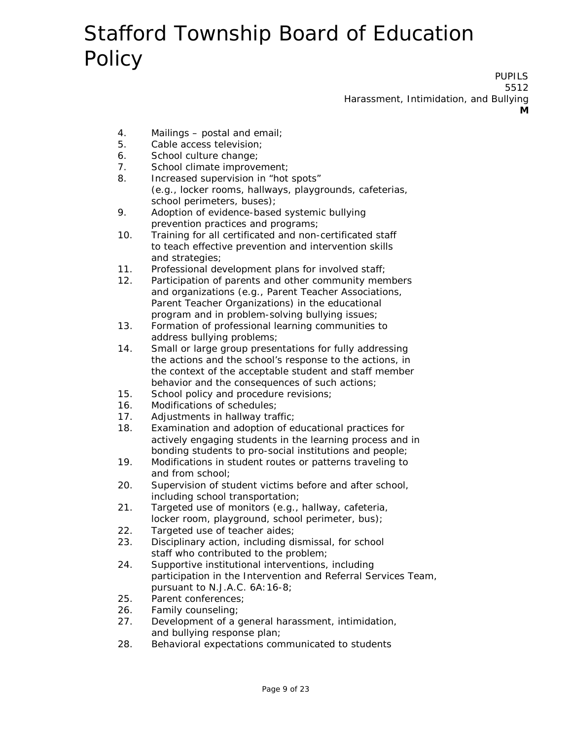4. Mailings – postal and email;
5. Cable access television;
6. School culture change;
7. School climate improvement;
8. Increased supervision in "hot spots" (e.g., locker rooms, hallways, playgrounds, cafeterias, school perimeters, buses);
9. Adoption of evidence-based systemic bullying prevention practices and programs;
10. Training for all certificated and non-certificated staff to teach effective prevention and intervention skills and strategies;
11. Professional development plans for involved staff;
12. Participation of parents and other community members and organizations (e.g., Parent Teacher Associations, Parent Teacher Organizations) in the educational program and in problem-solving bullying issues;
13. Formation of professional learning communities to address bullying problems;
14. Small or large group presentations for fully addressing the actions and the school's response to the actions, in the context of the acceptable student and staff member behavior and the consequences of such actions;
15. School policy and procedure revisions;
16. Modifications of schedules;
17. Adjustments in hallway traffic;
18. Examination and adoption of educational practices for actively engaging students in the learning process and in bonding students to pro-social institutions and people;
19. Modifications in student routes or patterns traveling to and from school;
20. Supervision of student victims before and after school, including school transportation;
21. Targeted use of monitors (e.g., hallway, cafeteria, locker room, playground, school perimeter, bus);
22. Targeted use of teacher aides;
23. Disciplinary action, including dismissal, for school staff who contributed to the problem;
24. Supportive institutional interventions, including participation in the Intervention and Referral Services Team, pursuant to N.J.A.C. 6A:16-8;
25. Parent conferences;
26. Family counseling;
27. Development of a general harassment, intimidation, and bullying response plan;
28. Behavioral expectations communicated to students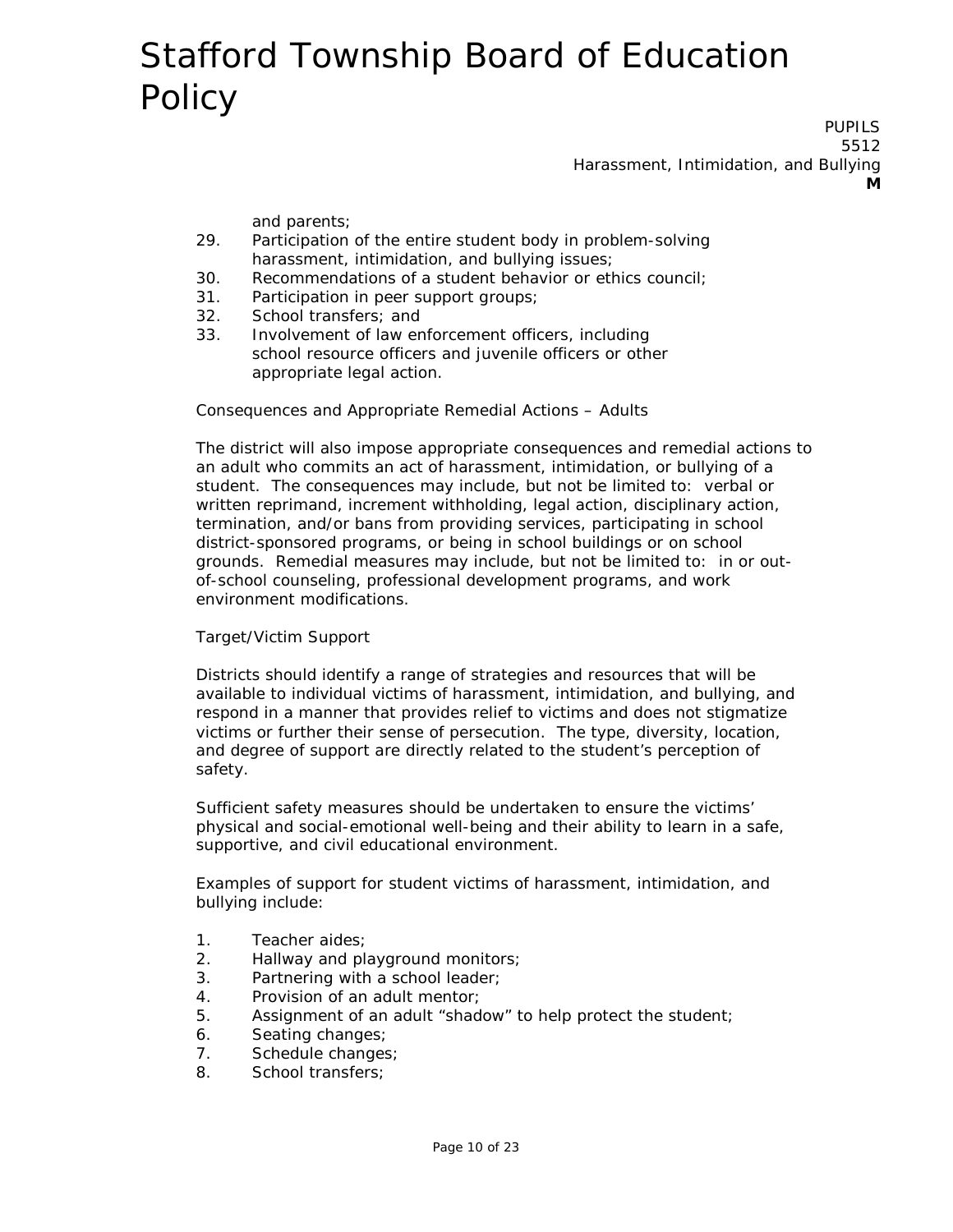and parents;

29. Participation of the entire student body in problem-solving harassment, intimidation, and bullying issues;
30. Recommendations of a student behavior or ethics council;
31. Participation in peer support groups;
32. School transfers; and
33. Involvement of law enforcement officers, including school resource officers and juvenile officers or other appropriate legal action.

Consequences and Appropriate Remedial Actions – Adults

The district will also impose appropriate consequences and remedial actions to an adult who commits an act of harassment, intimidation, or bullying of a student. The consequences may include, but not be limited to: verbal or written reprimand, increment withholding, legal action, disciplinary action, termination, and/or bans from providing services, participating in school district-sponsored programs, or being in school buildings or on school grounds. Remedial measures may include, but not be limited to: in or out-of-school counseling, professional development programs, and work environment modifications.

Target/Victim Support

Districts should identify a range of strategies and resources that will be available to individual victims of harassment, intimidation, and bullying, and respond in a manner that provides relief to victims and does not stigmatize victims or further their sense of persecution. The type, diversity, location, and degree of support are directly related to the student's perception of safety.

Sufficient safety measures should be undertaken to ensure the victims' physical and social-emotional well-being and their ability to learn in a safe, supportive, and civil educational environment.

Examples of support for student victims of harassment, intimidation, and bullying include:

1. Teacher aides;
2. Hallway and playground monitors;
3. Partnering with a school leader;
4. Provision of an adult mentor;
5. Assignment of an adult "shadow" to help protect the student;
6. Seating changes;
7. Schedule changes;
8. School transfers;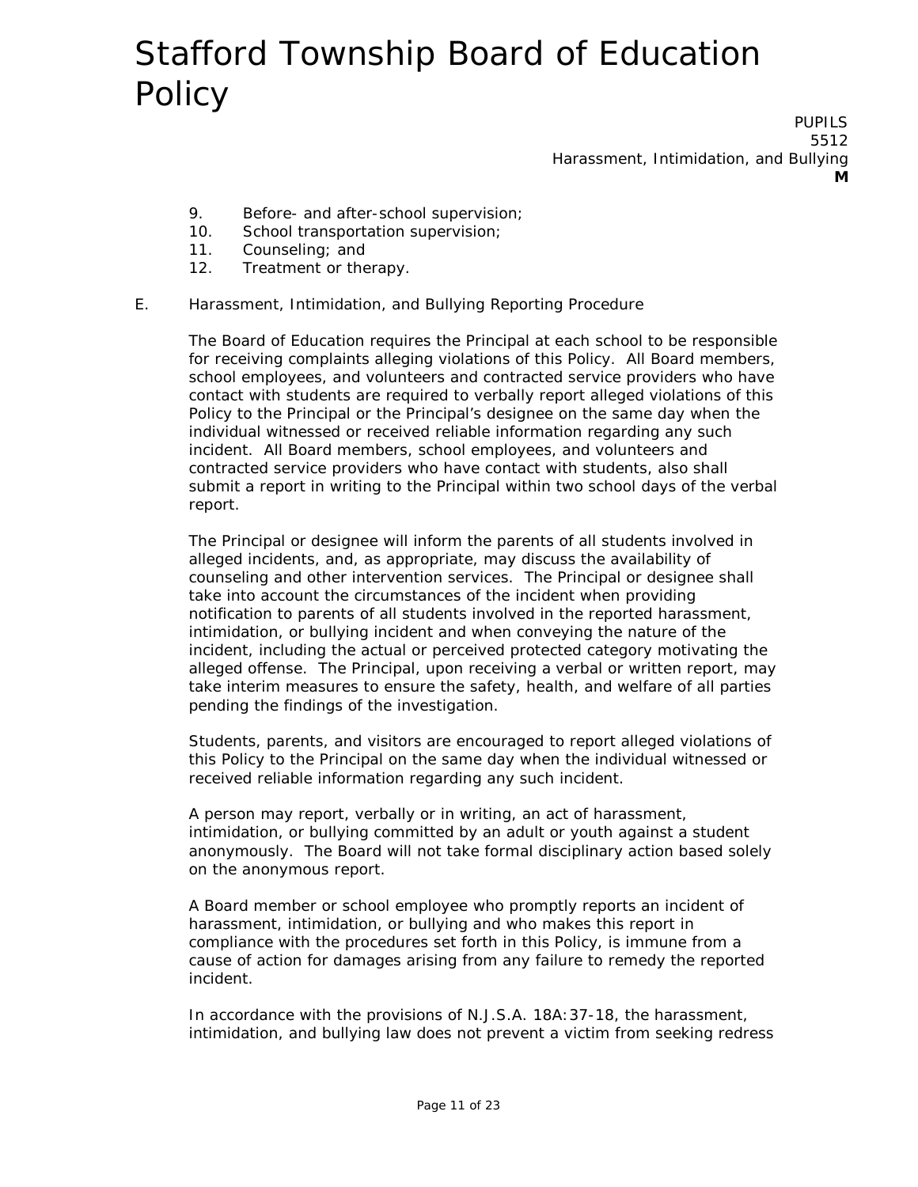9. Before- and after-school supervision;
10. School transportation supervision;
11. Counseling; and
12. Treatment or therapy.

E. Harassment, Intimidation, and Bullying Reporting Procedure

The Board of Education requires the Principal at each school to be responsible for receiving complaints alleging violations of this Policy. All Board members, school employees, and volunteers and contracted service providers who have contact with students are required to verbally report alleged violations of this Policy to the Principal or the Principal's designee on the same day when the individual witnessed or received reliable information regarding any such incident. All Board members, school employees, and volunteers and contracted service providers who have contact with students, also shall submit a report in writing to the Principal within two school days of the verbal report.

The Principal or designee will inform the parents of all students involved in alleged incidents, and, as appropriate, may discuss the availability of counseling and other intervention services. The Principal or designee shall take into account the circumstances of the incident when providing notification to parents of all students involved in the reported harassment, intimidation, or bullying incident and when conveying the nature of the incident, including the actual or perceived protected category motivating the alleged offense. The Principal, upon receiving a verbal or written report, may take interim measures to ensure the safety, health, and welfare of all parties pending the findings of the investigation.

Students, parents, and visitors are encouraged to report alleged violations of this Policy to the Principal on the same day when the individual witnessed or received reliable information regarding any such incident.

A person may report, verbally or in writing, an act of harassment, intimidation, or bullying committed by an adult or youth against a student anonymously. The Board will not take formal disciplinary action based solely on the anonymous report.

A Board member or school employee who promptly reports an incident of harassment, intimidation, or bullying and who makes this report in compliance with the procedures set forth in this Policy, is immune from a cause of action for damages arising from any failure to remedy the reported incident.

In accordance with the provisions of N.J.S.A. 18A:37-18, the harassment, intimidation, and bullying law does not prevent a victim from seeking redress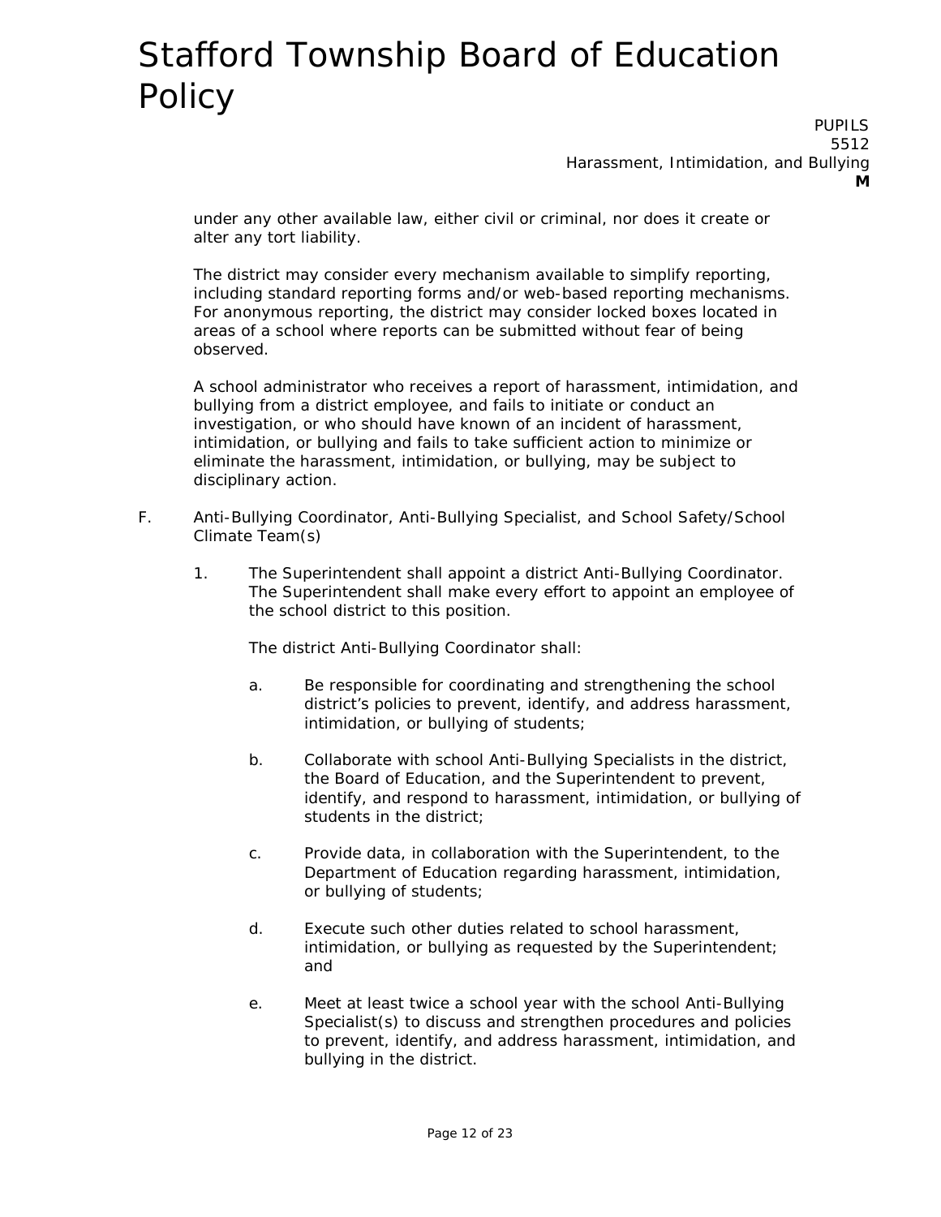under any other available law, either civil or criminal, nor does it create or alter any tort liability.

The district may consider every mechanism available to simplify reporting, including standard reporting forms and/or web-based reporting mechanisms. For anonymous reporting, the district may consider locked boxes located in areas of a school where reports can be submitted without fear of being observed.

A school administrator who receives a report of harassment, intimidation, and bullying from a district employee, and fails to initiate or conduct an investigation, or who should have known of an incident of harassment, intimidation, or bullying and fails to take sufficient action to minimize or eliminate the harassment, intimidation, or bullying, may be subject to disciplinary action.

F. Anti-Bullying Coordinator, Anti-Bullying Specialist, and School Safety/School Climate Team(s)

1. The Superintendent shall appoint a district Anti-Bullying Coordinator. The Superintendent shall make every effort to appoint an employee of the school district to this position.

   The district Anti-Bullying Coordinator shall:

   a. Be responsible for coordinating and strengthening the school district's policies to prevent, identify, and address harassment, intimidation, or bullying of students;

   b. Collaborate with school Anti-Bullying Specialists in the district, the Board of Education, and the Superintendent to prevent, identify, and respond to harassment, intimidation, or bullying of students in the district;

   c. Provide data, in collaboration with the Superintendent, to the Department of Education regarding harassment, intimidation, or bullying of students;

   d. Execute such other duties related to school harassment, intimidation, or bullying as requested by the Superintendent; and

   e. Meet at least twice a school year with the school Anti-Bullying Specialist(s) to discuss and strengthen procedures and policies to prevent, identify, and address harassment, intimidation, and bullying in the district.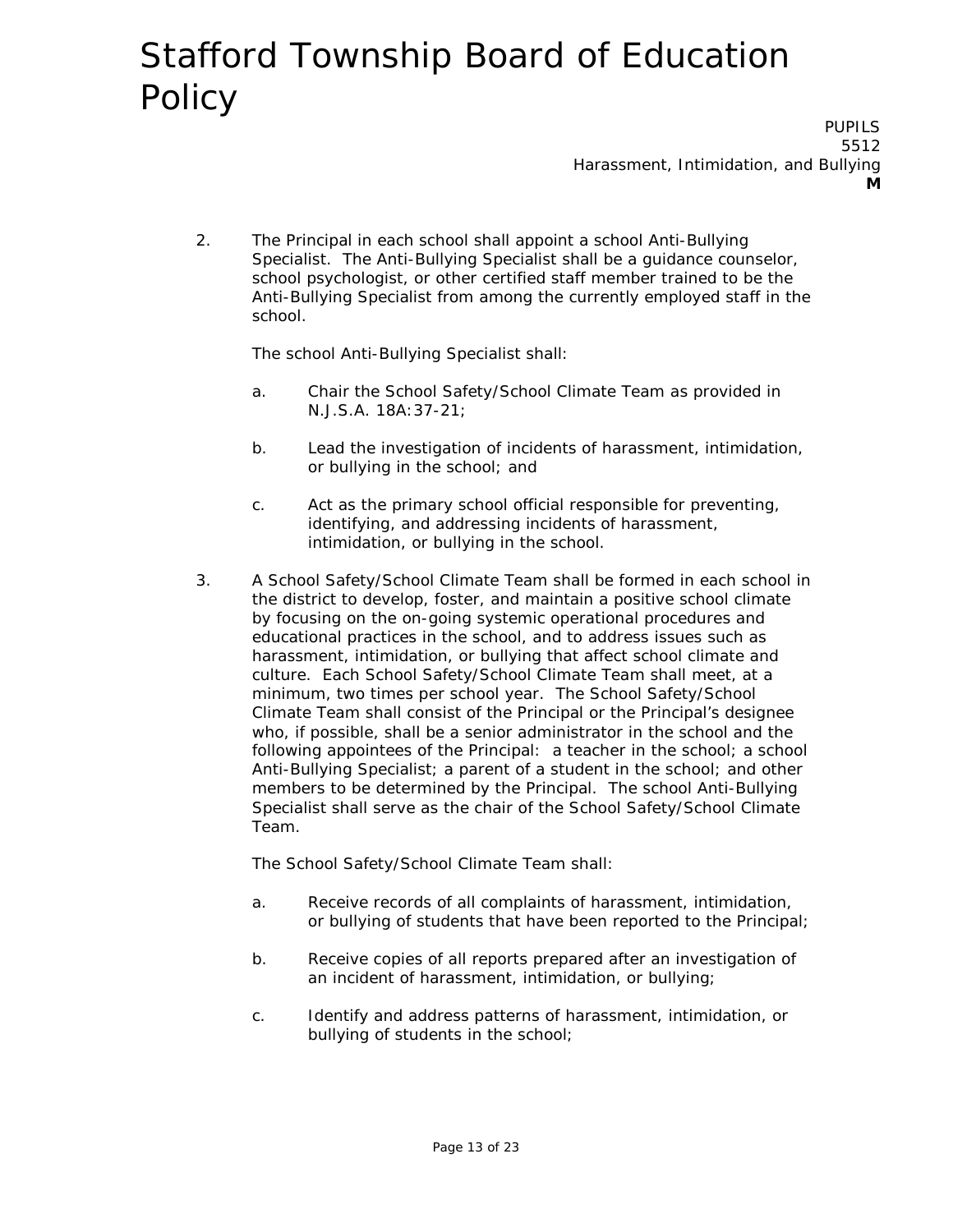2. The Principal in each school shall appoint a school Anti-Bullying Specialist. The Anti-Bullying Specialist shall be a guidance counselor, school psychologist, or other certified staff member trained to be the Anti-Bullying Specialist from among the currently employed staff in the school.

   The school Anti-Bullying Specialist shall:

   a. Chair the School Safety/School Climate Team as provided in N.J.S.A. 18A:37-21;

   b. Lead the investigation of incidents of harassment, intimidation, or bullying in the school; and

   c. Act as the primary school official responsible for preventing, identifying, and addressing incidents of harassment, intimidation, or bullying in the school.

3. A School Safety/School Climate Team shall be formed in each school in the district to develop, foster, and maintain a positive school climate by focusing on the on-going systemic operational procedures and educational practices in the school, and to address issues such as harassment, intimidation, or bullying that affect school climate and culture. Each School Safety/School Climate Team shall meet, at a minimum, two times per school year. The School Safety/School Climate Team shall consist of the Principal or the Principal's designee who, if possible, shall be a senior administrator in the school and the following appointees of the Principal: a teacher in the school; a school Anti-Bullying Specialist; a parent of a student in the school; and other members to be determined by the Principal. The school Anti-Bullying Specialist shall serve as the chair of the School Safety/School Climate Team.

   The School Safety/School Climate Team shall:

   a. Receive records of all complaints of harassment, intimidation, or bullying of students that have been reported to the Principal;

   b. Receive copies of all reports prepared after an investigation of an incident of harassment, intimidation, or bullying;

   c. Identify and address patterns of harassment, intimidation, or bullying of students in the school;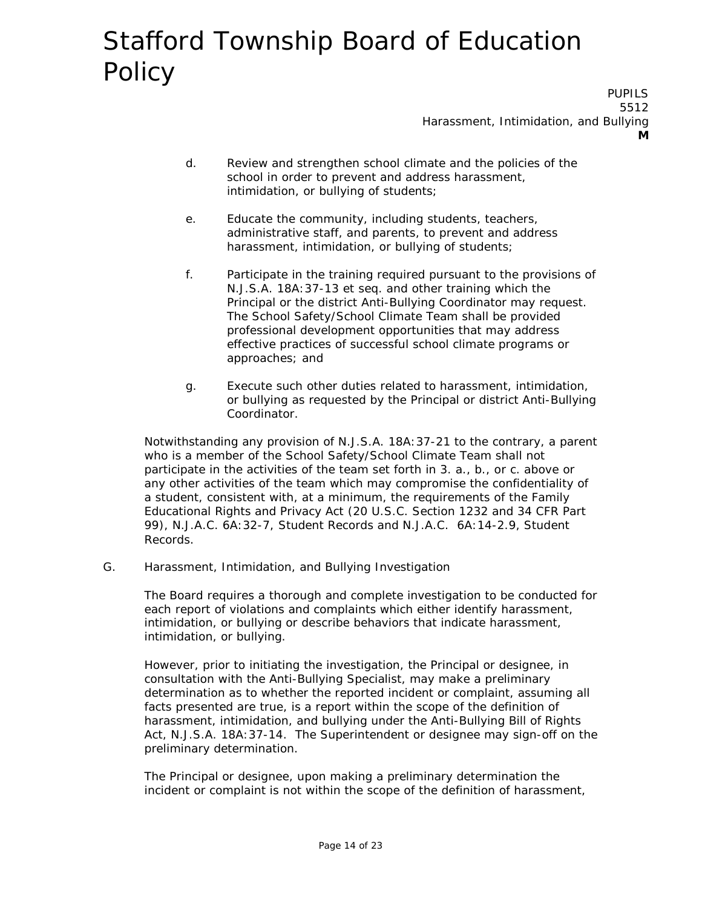d. Review and strengthen school climate and the policies of the school in order to prevent and address harassment, intimidation, or bullying of students;

e. Educate the community, including students, teachers, administrative staff, and parents, to prevent and address harassment, intimidation, or bullying of students;

f. Participate in the training required pursuant to the provisions of N.J.S.A. 18A:37-13 et seq. and other training which the Principal or the district Anti-Bullying Coordinator may request. The School Safety/School Climate Team shall be provided professional development opportunities that may address effective practices of successful school climate programs or approaches; and

g. Execute such other duties related to harassment, intimidation, or bullying as requested by the Principal or district Anti-Bullying Coordinator.

Notwithstanding any provision of N.J.S.A. 18A:37-21 to the contrary, a parent who is a member of the School Safety/School Climate Team shall not participate in the activities of the team set forth in 3. a., b., or c. above or any other activities of the team which may compromise the confidentiality of a student, consistent with, at a minimum, the requirements of the Family Educational Rights and Privacy Act (20 U.S.C. Section 1232 and 34 CFR Part 99), N.J.A.C. 6A:32-7, Student Records and N.J.A.C. 6A:14-2.9, Student Records.

G. Harassment, Intimidation, and Bullying Investigation

The Board requires a thorough and complete investigation to be conducted for each report of violations and complaints which either identify harassment, intimidation, or bullying or describe behaviors that indicate harassment, intimidation, or bullying.

However, prior to initiating the investigation, the Principal or designee, in consultation with the Anti-Bullying Specialist, may make a preliminary determination as to whether the reported incident or complaint, assuming all facts presented are true, is a report within the scope of the definition of harassment, intimidation, and bullying under the Anti-Bullying Bill of Rights Act, N.J.S.A. 18A:37-14. The Superintendent or designee may sign-off on the preliminary determination.

The Principal or designee, upon making a preliminary determination the incident or complaint is not within the scope of the definition of harassment,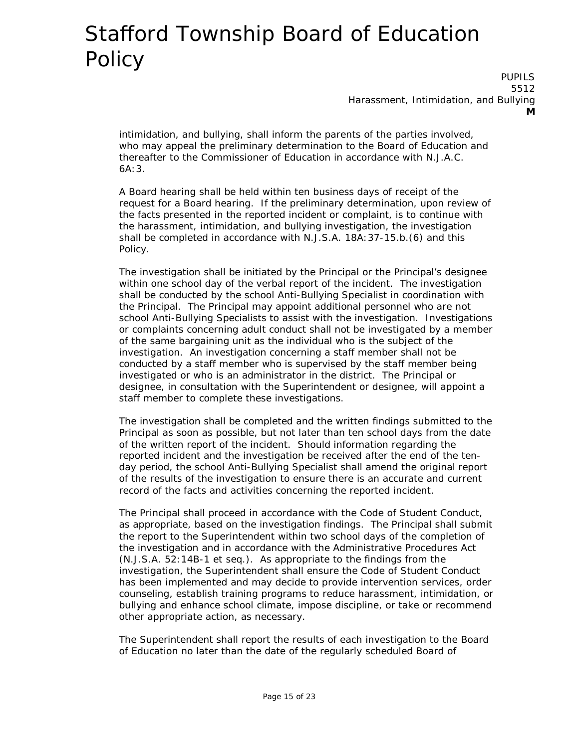intimidation, and bullying, shall inform the parents of the parties involved, who may appeal the preliminary determination to the Board of Education and thereafter to the Commissioner of Education in accordance with N.J.A.C. 6A:3.

A Board hearing shall be held within ten business days of receipt of the request for a Board hearing. If the preliminary determination, upon review of the facts presented in the reported incident or complaint, is to continue with the harassment, intimidation, and bullying investigation, the investigation shall be completed in accordance with N.J.S.A. 18A:37-15.b.(6) and this Policy.

The investigation shall be initiated by the Principal or the Principal's designee within one school day of the verbal report of the incident. The investigation shall be conducted by the school Anti-Bullying Specialist in coordination with the Principal. The Principal may appoint additional personnel who are not school Anti-Bullying Specialists to assist with the investigation. Investigations or complaints concerning adult conduct shall not be investigated by a member of the same bargaining unit as the individual who is the subject of the investigation. An investigation concerning a staff member shall not be conducted by a staff member who is supervised by the staff member being investigated or who is an administrator in the district. The Principal or designee, in consultation with the Superintendent or designee, will appoint a staff member to complete these investigations.

The investigation shall be completed and the written findings submitted to the Principal as soon as possible, but not later than ten school days from the date of the written report of the incident. Should information regarding the reported incident and the investigation be received after the end of the ten-day period, the school Anti-Bullying Specialist shall amend the original report of the results of the investigation to ensure there is an accurate and current record of the facts and activities concerning the reported incident.

The Principal shall proceed in accordance with the Code of Student Conduct, as appropriate, based on the investigation findings. The Principal shall submit the report to the Superintendent within two school days of the completion of the investigation and in accordance with the Administrative Procedures Act (N.J.S.A. 52:14B-1 et seq.). As appropriate to the findings from the investigation, the Superintendent shall ensure the Code of Student Conduct has been implemented and may decide to provide intervention services, order counseling, establish training programs to reduce harassment, intimidation, or bullying and enhance school climate, impose discipline, or take or recommend other appropriate action, as necessary.

The Superintendent shall report the results of each investigation to the Board of Education no later than the date of the regularly scheduled Board of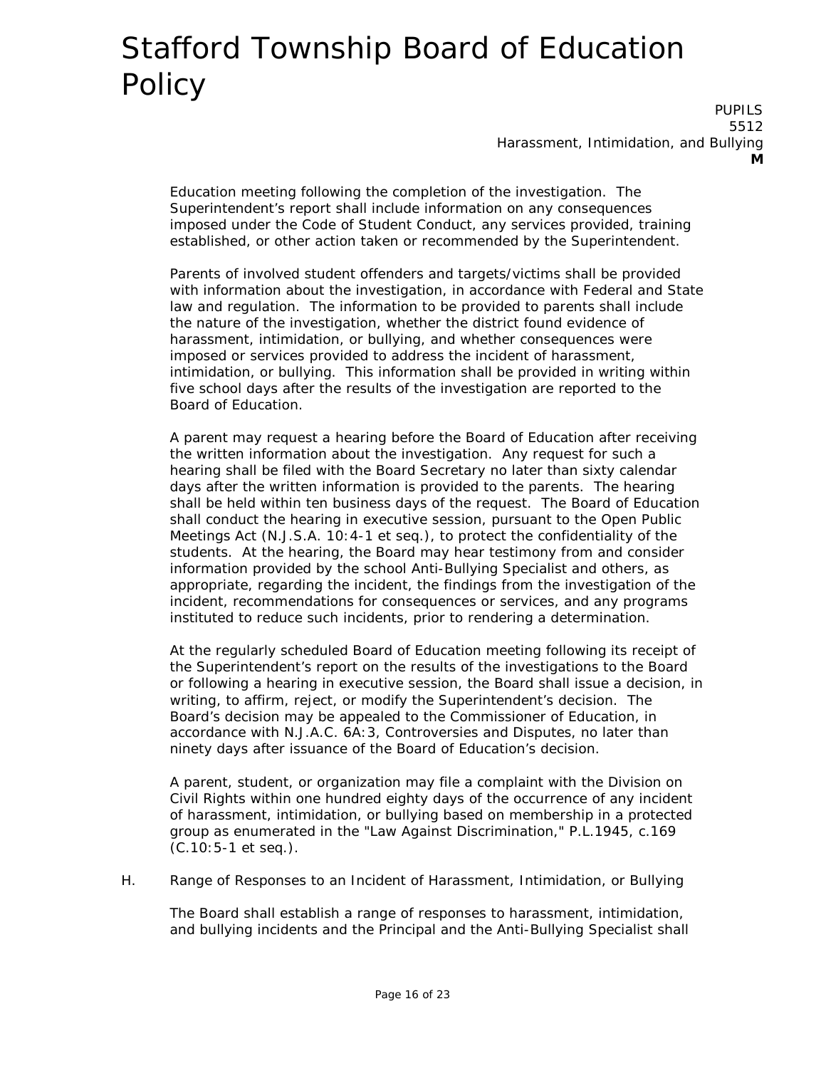Education meeting following the completion of the investigation. The Superintendent's report shall include information on any consequences imposed under the Code of Student Conduct, any services provided, training established, or other action taken or recommended by the Superintendent.

Parents of involved student offenders and targets/victims shall be provided with information about the investigation, in accordance with Federal and State law and regulation. The information to be provided to parents shall include the nature of the investigation, whether the district found evidence of harassment, intimidation, or bullying, and whether consequences were imposed or services provided to address the incident of harassment, intimidation, or bullying. This information shall be provided in writing within five school days after the results of the investigation are reported to the Board of Education.

A parent may request a hearing before the Board of Education after receiving the written information about the investigation. Any request for such a hearing shall be filed with the Board Secretary no later than sixty calendar days after the written information is provided to the parents. The hearing shall be held within ten business days of the request. The Board of Education shall conduct the hearing in executive session, pursuant to the Open Public Meetings Act (N.J.S.A. 10:4-1 et seq.), to protect the confidentiality of the students. At the hearing, the Board may hear testimony from and consider information provided by the school Anti-Bullying Specialist and others, as appropriate, regarding the incident, the findings from the investigation of the incident, recommendations for consequences or services, and any programs instituted to reduce such incidents, prior to rendering a determination.

At the regularly scheduled Board of Education meeting following its receipt of the Superintendent's report on the results of the investigations to the Board or following a hearing in executive session, the Board shall issue a decision, in writing, to affirm, reject, or modify the Superintendent's decision. The Board's decision may be appealed to the Commissioner of Education, in accordance with N.J.A.C. 6A:3, Controversies and Disputes, no later than ninety days after issuance of the Board of Education's decision.

A parent, student, or organization may file a complaint with the Division on Civil Rights within one hundred eighty days of the occurrence of any incident of harassment, intimidation, or bullying based on membership in a protected group as enumerated in the "Law Against Discrimination," P.L.1945, c.169 (C.10:5-1 et seq.).

H. Range of Responses to an Incident of Harassment, Intimidation, or Bullying

The Board shall establish a range of responses to harassment, intimidation, and bullying incidents and the Principal and the Anti-Bullying Specialist shall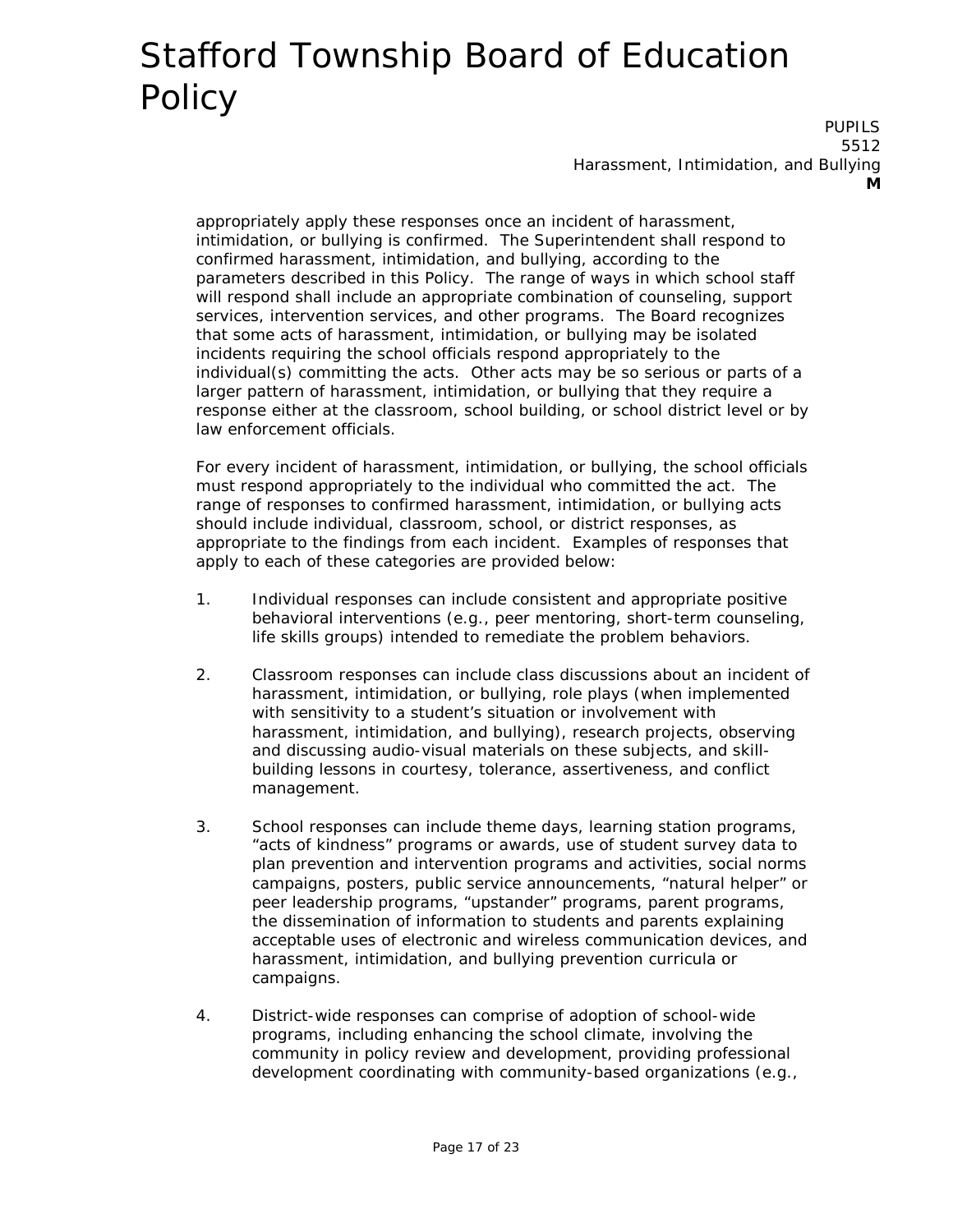appropriately apply these responses once an incident of harassment, intimidation, or bullying is confirmed. The Superintendent shall respond to confirmed harassment, intimidation, and bullying, according to the parameters described in this Policy. The range of ways in which school staff will respond shall include an appropriate combination of counseling, support services, intervention services, and other programs. The Board recognizes that some acts of harassment, intimidation, or bullying may be isolated incidents requiring the school officials respond appropriately to the individual(s) committing the acts. Other acts may be so serious or parts of a larger pattern of harassment, intimidation, or bullying that they require a response either at the classroom, school building, or school district level or by law enforcement officials.

For every incident of harassment, intimidation, or bullying, the school officials must respond appropriately to the individual who committed the act. The range of responses to confirmed harassment, intimidation, or bullying acts should include individual, classroom, school, or district responses, as appropriate to the findings from each incident. Examples of responses that apply to each of these categories are provided below:

1. Individual responses can include consistent and appropriate positive behavioral interventions (e.g., peer mentoring, short-term counseling, life skills groups) intended to remediate the problem behaviors.

2. Classroom responses can include class discussions about an incident of harassment, intimidation, or bullying, role plays (when implemented with sensitivity to a student's situation or involvement with harassment, intimidation, and bullying), research projects, observing and discussing audio-visual materials on these subjects, and skill-building lessons in courtesy, tolerance, assertiveness, and conflict management.

3. School responses can include theme days, learning station programs, "acts of kindness" programs or awards, use of student survey data to plan prevention and intervention programs and activities, social norms campaigns, posters, public service announcements, "natural helper" or peer leadership programs, "upstander" programs, parent programs, the dissemination of information to students and parents explaining acceptable uses of electronic and wireless communication devices, and harassment, intimidation, and bullying prevention curricula or campaigns.

4. District-wide responses can comprise of adoption of school-wide programs, including enhancing the school climate, involving the community in policy review and development, providing professional development coordinating with community-based organizations (e.g.,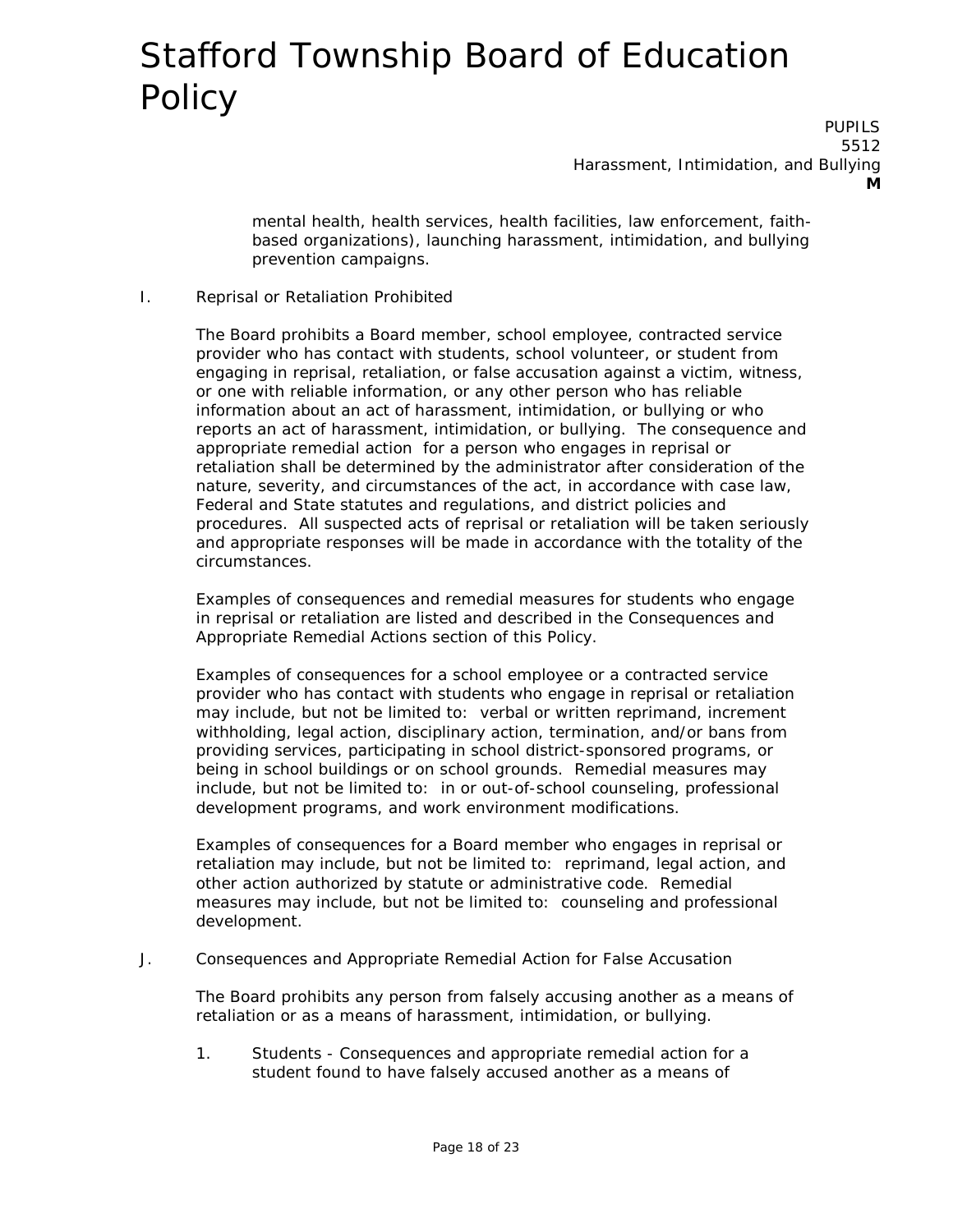mental health, health services, health facilities, law enforcement, faith-based organizations), launching harassment, intimidation, and bullying prevention campaigns.

I. Reprisal or Retaliation Prohibited

The Board prohibits a Board member, school employee, contracted service provider who has contact with students, school volunteer, or student from engaging in reprisal, retaliation, or false accusation against a victim, witness, or one with reliable information, or any other person who has reliable information about an act of harassment, intimidation, or bullying or who reports an act of harassment, intimidation, or bullying. The consequence and appropriate remedial action for a person who engages in reprisal or retaliation shall be determined by the administrator after consideration of the nature, severity, and circumstances of the act, in accordance with case law, Federal and State statutes and regulations, and district policies and procedures. All suspected acts of reprisal or retaliation will be taken seriously and appropriate responses will be made in accordance with the totality of the circumstances.

Examples of consequences and remedial measures for students who engage in reprisal or retaliation are listed and described in the Consequences and Appropriate Remedial Actions section of this Policy.

Examples of consequences for a school employee or a contracted service provider who has contact with students who engage in reprisal or retaliation may include, but not be limited to: verbal or written reprimand, increment withholding, legal action, disciplinary action, termination, and/or bans from providing services, participating in school district-sponsored programs, or being in school buildings or on school grounds. Remedial measures may include, but not be limited to: in or out-of-school counseling, professional development programs, and work environment modifications.

Examples of consequences for a Board member who engages in reprisal or retaliation may include, but not be limited to: reprimand, legal action, and other action authorized by statute or administrative code. Remedial measures may include, but not be limited to: counseling and professional development.

J. Consequences and Appropriate Remedial Action for False Accusation

The Board prohibits any person from falsely accusing another as a means of retaliation or as a means of harassment, intimidation, or bullying.

1. Students - Consequences and appropriate remedial action for a student found to have falsely accused another as a means of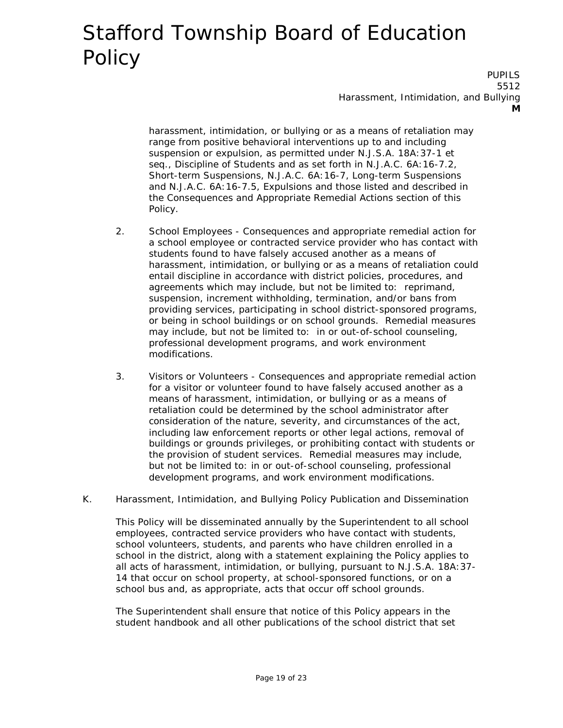harassment, intimidation, or bullying or as a means of retaliation may range from positive behavioral interventions up to and including suspension or expulsion, as permitted under N.J.S.A. 18A:37-1 et seq., Discipline of Students and as set forth in N.J.A.C. 6A:16-7.2, Short-term Suspensions, N.J.A.C. 6A:16-7, Long-term Suspensions and N.J.A.C. 6A:16-7.5, Expulsions and those listed and described in the Consequences and Appropriate Remedial Actions section of this Policy.

2. School Employees - Consequences and appropriate remedial action for a school employee or contracted service provider who has contact with students found to have falsely accused another as a means of harassment, intimidation, or bullying or as a means of retaliation could entail discipline in accordance with district policies, procedures, and agreements which may include, but not be limited to: reprimand, suspension, increment withholding, termination, and/or bans from providing services, participating in school district-sponsored programs, or being in school buildings or on school grounds. Remedial measures may include, but not be limited to: in or out-of-school counseling, professional development programs, and work environment modifications.

3. Visitors or Volunteers - Consequences and appropriate remedial action for a visitor or volunteer found to have falsely accused another as a means of harassment, intimidation, or bullying or as a means of retaliation could be determined by the school administrator after consideration of the nature, severity, and circumstances of the act, including law enforcement reports or other legal actions, removal of buildings or grounds privileges, or prohibiting contact with students or the provision of student services. Remedial measures may include, but not be limited to: in or out-of-school counseling, professional development programs, and work environment modifications.

K. Harassment, Intimidation, and Bullying Policy Publication and Dissemination

This Policy will be disseminated annually by the Superintendent to all school employees, contracted service providers who have contact with students, school volunteers, students, and parents who have children enrolled in a school in the district, along with a statement explaining the Policy applies to all acts of harassment, intimidation, or bullying, pursuant to N.J.S.A. 18A:37-14 that occur on school property, at school-sponsored functions, or on a school bus and, as appropriate, acts that occur off school grounds.

The Superintendent shall ensure that notice of this Policy appears in the student handbook and all other publications of the school district that set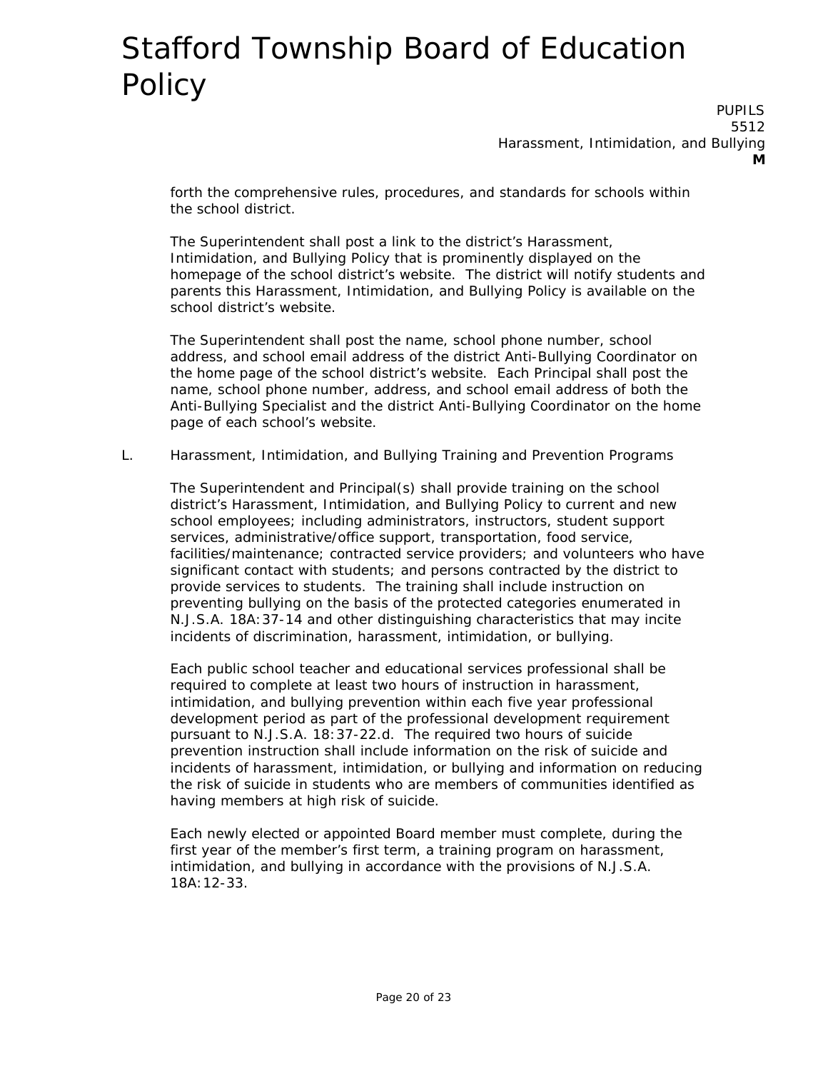forth the comprehensive rules, procedures, and standards for schools within the school district.

The Superintendent shall post a link to the district's Harassment, Intimidation, and Bullying Policy that is prominently displayed on the homepage of the school district's website. The district will notify students and parents this Harassment, Intimidation, and Bullying Policy is available on the school district's website.

The Superintendent shall post the name, school phone number, school address, and school email address of the district Anti-Bullying Coordinator on the home page of the school district's website. Each Principal shall post the name, school phone number, address, and school email address of both the Anti-Bullying Specialist and the district Anti-Bullying Coordinator on the home page of each school's website.

L. Harassment, Intimidation, and Bullying Training and Prevention Programs

The Superintendent and Principal(s) shall provide training on the school district's Harassment, Intimidation, and Bullying Policy to current and new school employees; including administrators, instructors, student support services, administrative/office support, transportation, food service, facilities/maintenance; contracted service providers; and volunteers who have significant contact with students; and persons contracted by the district to provide services to students. The training shall include instruction on preventing bullying on the basis of the protected categories enumerated in N.J.S.A. 18A:37-14 and other distinguishing characteristics that may incite incidents of discrimination, harassment, intimidation, or bullying.

Each public school teacher and educational services professional shall be required to complete at least two hours of instruction in harassment, intimidation, and bullying prevention within each five year professional development period as part of the professional development requirement pursuant to N.J.S.A. 18:37-22.d. The required two hours of suicide prevention instruction shall include information on the risk of suicide and incidents of harassment, intimidation, or bullying and information on reducing the risk of suicide in students who are members of communities identified as having members at high risk of suicide.

Each newly elected or appointed Board member must complete, during the first year of the member's first term, a training program on harassment, intimidation, and bullying in accordance with the provisions of N.J.S.A. 18A:12-33.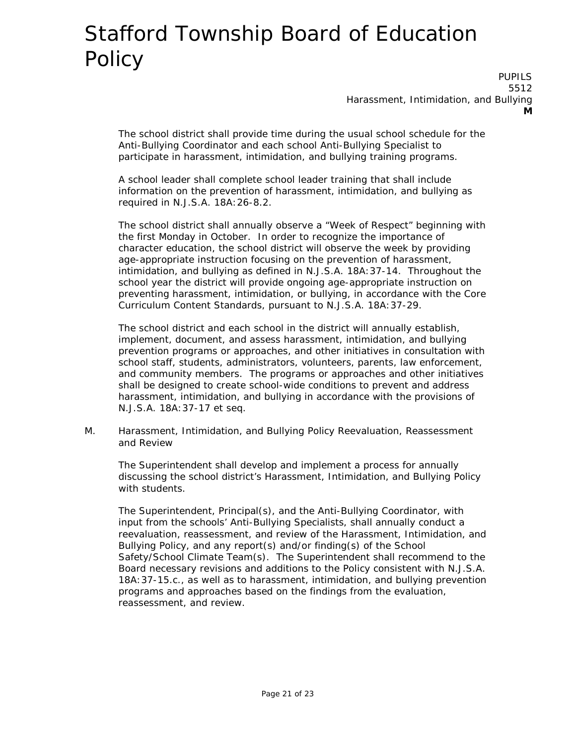The school district shall provide time during the usual school schedule for the Anti-Bullying Coordinator and each school Anti-Bullying Specialist to participate in harassment, intimidation, and bullying training programs.

A school leader shall complete school leader training that shall include information on the prevention of harassment, intimidation, and bullying as required in N.J.S.A. 18A:26-8.2.

The school district shall annually observe a "Week of Respect" beginning with the first Monday in October. In order to recognize the importance of character education, the school district will observe the week by providing age-appropriate instruction focusing on the prevention of harassment, intimidation, and bullying as defined in N.J.S.A. 18A:37-14. Throughout the school year the district will provide ongoing age-appropriate instruction on preventing harassment, intimidation, or bullying, in accordance with the Core Curriculum Content Standards, pursuant to N.J.S.A. 18A:37-29.

The school district and each school in the district will annually establish, implement, document, and assess harassment, intimidation, and bullying prevention programs or approaches, and other initiatives in consultation with school staff, students, administrators, volunteers, parents, law enforcement, and community members. The programs or approaches and other initiatives shall be designed to create school-wide conditions to prevent and address harassment, intimidation, and bullying in accordance with the provisions of N.J.S.A. 18A:37-17 et seq.

M. Harassment, Intimidation, and Bullying Policy Reevaluation, Reassessment and Review

The Superintendent shall develop and implement a process for annually discussing the school district's Harassment, Intimidation, and Bullying Policy with students.

The Superintendent, Principal(s), and the Anti-Bullying Coordinator, with input from the schools' Anti-Bullying Specialists, shall annually conduct a reevaluation, reassessment, and review of the Harassment, Intimidation, and Bullying Policy, and any report(s) and/or finding(s) of the School Safety/School Climate Team(s). The Superintendent shall recommend to the Board necessary revisions and additions to the Policy consistent with N.J.S.A. 18A:37-15.c., as well as to harassment, intimidation, and bullying prevention programs and approaches based on the findings from the evaluation, reassessment, and review.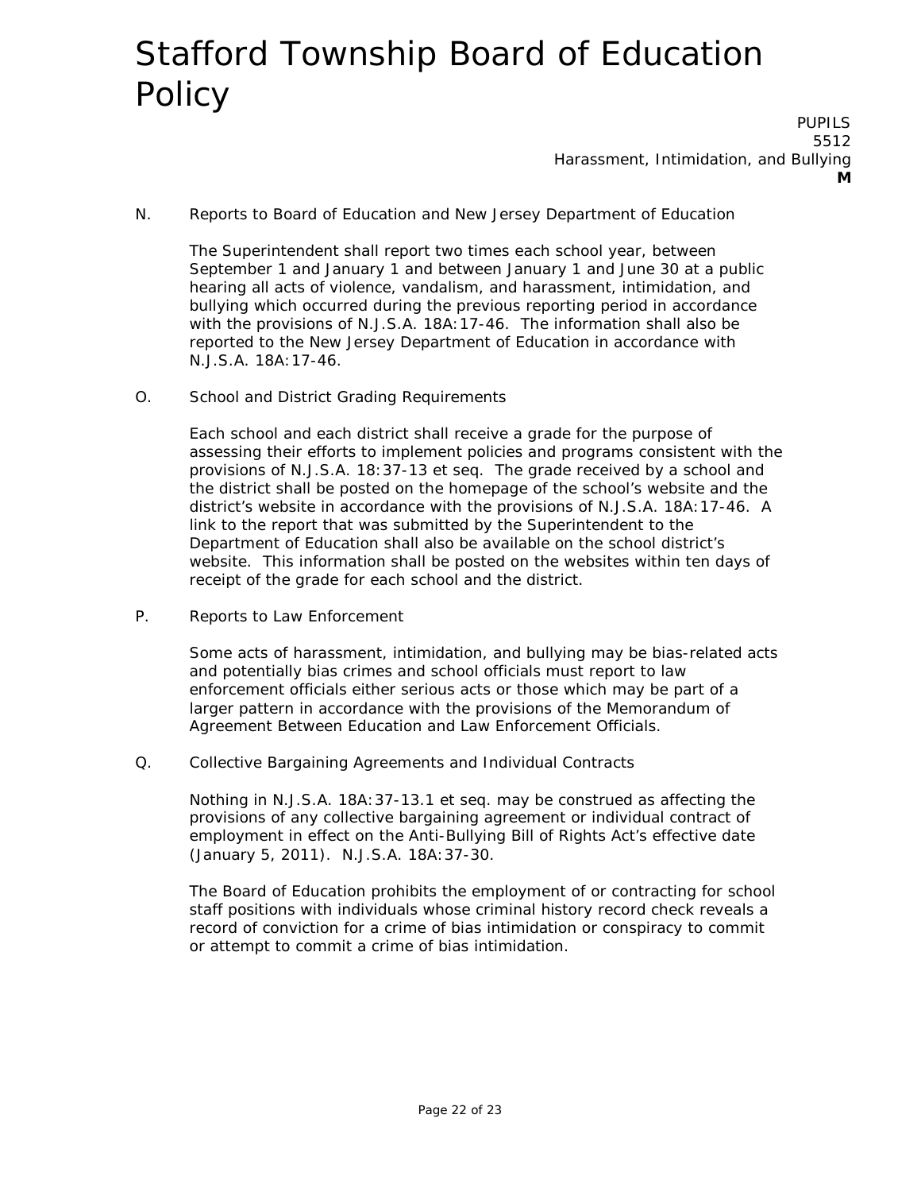N. Reports to Board of Education and New Jersey Department of Education

The Superintendent shall report two times each school year, between September 1 and January 1 and between January 1 and June 30 at a public hearing all acts of violence, vandalism, and harassment, intimidation, and bullying which occurred during the previous reporting period in accordance with the provisions of N.J.S.A. 18A:17-46. The information shall also be reported to the New Jersey Department of Education in accordance with N.J.S.A. 18A:17-46.

O. School and District Grading Requirements

Each school and each district shall receive a grade for the purpose of assessing their efforts to implement policies and programs consistent with the provisions of N.J.S.A. 18:37-13 et seq. The grade received by a school and the district shall be posted on the homepage of the school's website and the district's website in accordance with the provisions of N.J.S.A. 18A:17-46. A link to the report that was submitted by the Superintendent to the Department of Education shall also be available on the school district's website. This information shall be posted on the websites within ten days of receipt of the grade for each school and the district.

P. Reports to Law Enforcement

Some acts of harassment, intimidation, and bullying may be bias-related acts and potentially bias crimes and school officials must report to law enforcement officials either serious acts or those which may be part of a larger pattern in accordance with the provisions of the Memorandum of Agreement Between Education and Law Enforcement Officials.

Q. Collective Bargaining Agreements and Individual Contracts

Nothing in N.J.S.A. 18A:37-13.1 et seq. may be construed as affecting the provisions of any collective bargaining agreement or individual contract of employment in effect on the Anti-Bullying Bill of Rights Act's effective date (January 5, 2011). N.J.S.A. 18A:37-30.

The Board of Education prohibits the employment of or contracting for school staff positions with individuals whose criminal history record check reveals a record of conviction for a crime of bias intimidation or conspiracy to commit or attempt to commit a crime of bias intimidation.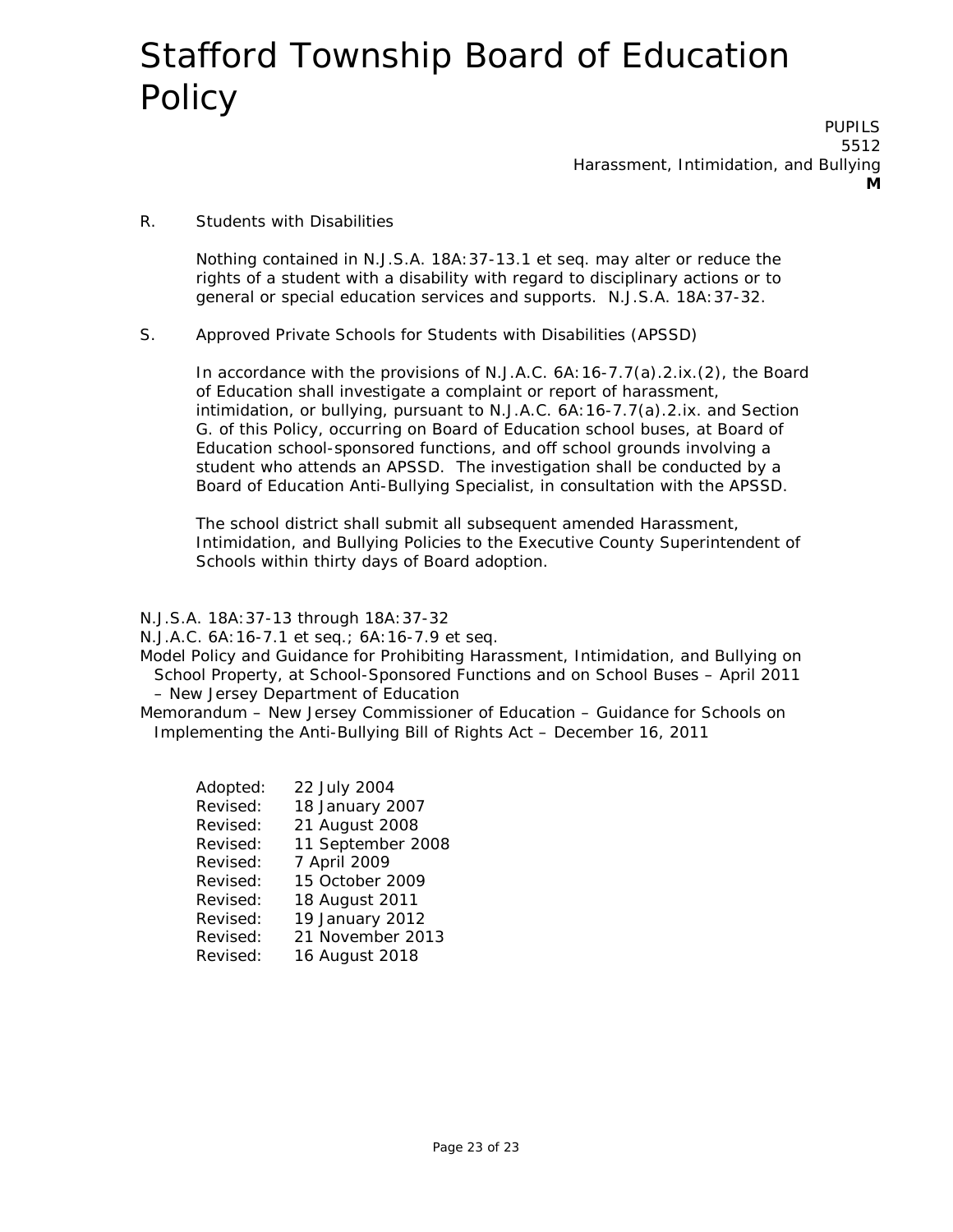R. Students with Disabilities

Nothing contained in N.J.S.A. 18A:37-13.1 et seq. may alter or reduce the rights of a student with a disability with regard to disciplinary actions or to general or special education services and supports. N.J.S.A. 18A:37-32.

S. Approved Private Schools for Students with Disabilities (APSSD)

In accordance with the provisions of N.J.A.C. 6A:16-7.7(a).2.ix.(2), the Board of Education shall investigate a complaint or report of harassment, intimidation, or bullying, pursuant to N.J.A.C. 6A:16-7.7(a).2.ix. and Section G. of this Policy, occurring on Board of Education school buses, at Board of Education school-sponsored functions, and off school grounds involving a student who attends an APSSD. The investigation shall be conducted by a Board of Education Anti-Bullying Specialist, in consultation with the APSSD.

The school district shall submit all subsequent amended Harassment, Intimidation, and Bullying Policies to the Executive County Superintendent of Schools within thirty days of Board adoption.

N.J.S.A. 18A:37-13 through 18A:37-32
N.J.A.C. 6A:16-7.1 et seq.; 6A:16-7.9 et seq.
Model Policy and Guidance for Prohibiting Harassment, Intimidation, and Bullying on School Property, at School-Sponsored Functions and on School Buses – April 2011 – New Jersey Department of Education
Memorandum – New Jersey Commissioner of Education – Guidance for Schools on Implementing the Anti-Bullying Bill of Rights Act – December 16, 2011

| | |
|---|---|
| Adopted: | 22 July 2004 |
| Revised: | 18 January 2007 |
| Revised: | 21 August 2008 |
| Revised: | 11 September 2008 |
| Revised: | 7 April 2009 |
| Revised: | 15 October 2009 |
| Revised: | 18 August 2011 |
| Revised: | 19 January 2012 |
| Revised: | 21 November 2013 |
| Revised: | 16 August 2018 |